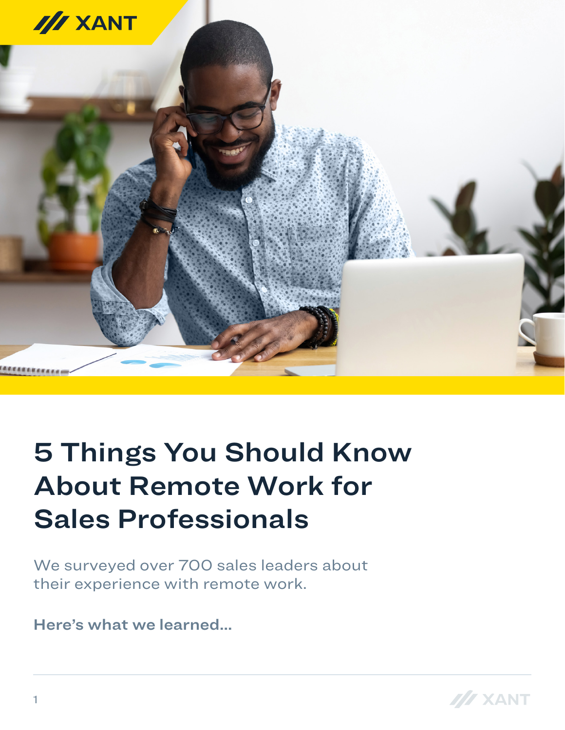# 5 Things You Should Know About Remote Work for Sales Professionals

We surveyed over 700 sales leaders about their experience with remote work.

**Here's what we learned...**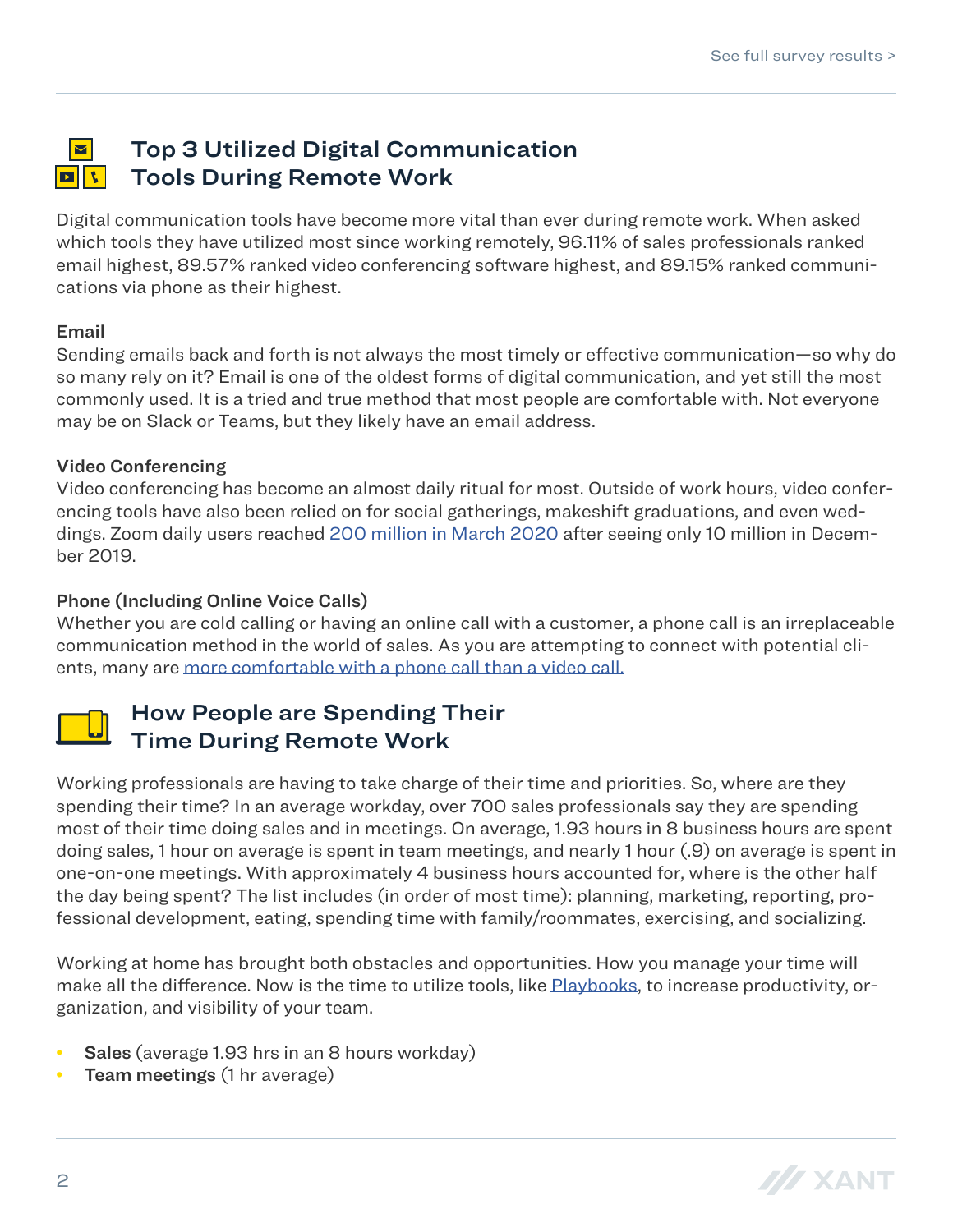See full survey results >

## Top 3 Utilized Digital Communication Tools During Remote Work

Digital communication tools have become more vital than ever during remote work. When asked which tools they have utilized most since working remotely, 96.11% of sales professionals ranked email highest, 89.57% ranked video conferencing software highest, and 89.15% ranked communications via phone as their highest.

**Email**
Sending emails back and forth is not always the most timely or effective communication—so why do so many rely on it? Email is one of the oldest forms of digital communication, and yet still the most commonly used. It is a tried and true method that most people are comfortable with. Not everyone may be on Slack or Teams, but they likely have an email address.

**Video Conferencing**
Video conferencing has become an almost daily ritual for most. Outside of work hours, video conferencing tools have also been relied on for social gatherings, makeshift graduations, and even weddings. Zoom daily users reached 200 million in March 2020 after seeing only 10 million in December 2019.

**Phone (Including Online Voice Calls)**
Whether you are cold calling or having an online call with a customer, a phone call is an irreplaceable communication method in the world of sales. As you are attempting to connect with potential clients, many are more comfortable with a phone call than a video call.

## How People are Spending Their Time During Remote Work

Working professionals are having to take charge of their time and priorities. So, where are they spending their time? In an average workday, over 700 sales professionals say they are spending most of their time doing sales and in meetings. On average, 1.93 hours in 8 business hours are spent doing sales, 1 hour on average is spent in team meetings, and nearly 1 hour (.9) on average is spent in one-on-one meetings. With approximately 4 business hours accounted for, where is the other half the day being spent? The list includes (in order of most time): planning, marketing, reporting, professional development, eating, spending time with family/roommates, exercising, and socializing.

Working at home has brought both obstacles and opportunities. How you manage your time will make all the difference. Now is the time to utilize tools, like Playbooks, to increase productivity, organization, and visibility of your team.

- **Sales** (average 1.93 hrs in an 8 hours workday)
- **Team meetings** (1 hr average)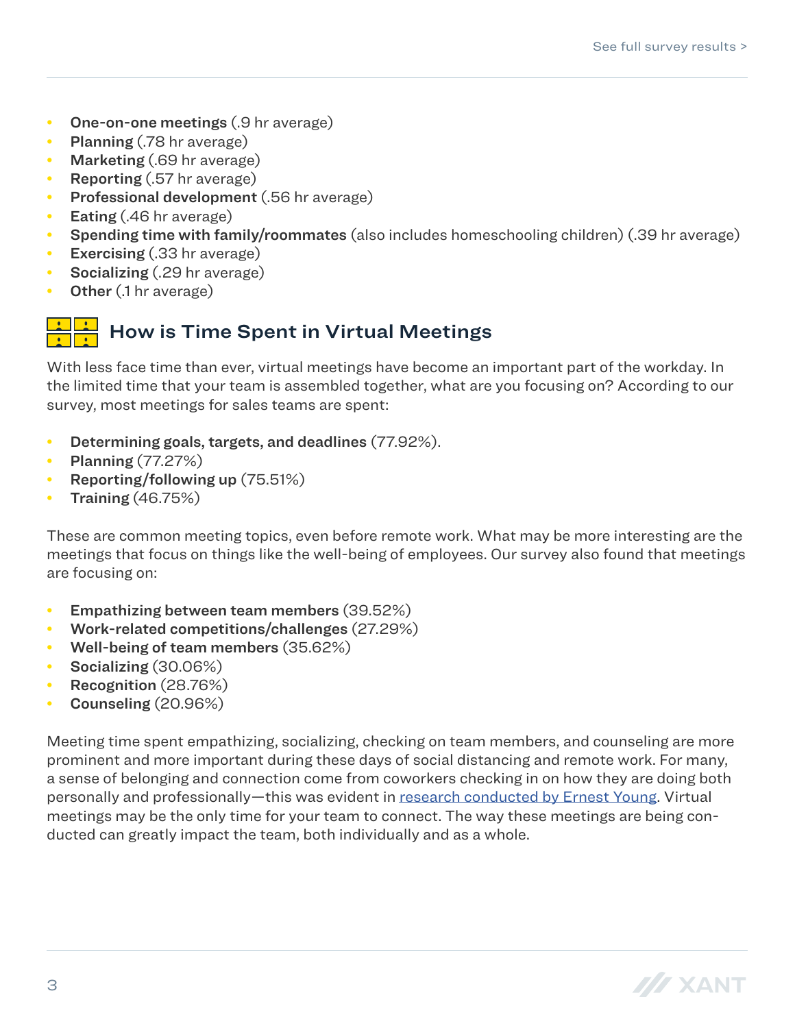- **One-on-one meetings** (.9 hr average)
- **Planning** (.78 hr average)
- **Marketing** (.69 hr average)
- **Reporting** (.57 hr average)
- **Professional development** (.56 hr average)
- **Eating** (.46 hr average)
- **Spending time with family/roommates** (also includes homeschooling children) (.39 hr average)
- **Exercising** (.33 hr average)
- **Socializing** (.29 hr average)
- **Other** (.1 hr average)

## How is Time Spent in Virtual Meetings

With less face time than ever, virtual meetings have become an important part of the workday. In the limited time that your team is assembled together, what are you focusing on? According to our survey, most meetings for sales teams are spent:

- **Determining goals, targets, and deadlines** (77.92%).
- **Planning** (77.27%)
- **Reporting/following up** (75.51%)
- **Training** (46.75%)

These are common meeting topics, even before remote work. What may be more interesting are the meetings that focus on things like the well-being of employees. Our survey also found that meetings are focusing on:

- **Empathizing between team members** (39.52%)
- **Work-related competitions/challenges** (27.29%)
- **Well-being of team members** (35.62%)
- **Socializing** (30.06%)
- **Recognition** (28.76%)
- **Counseling** (20.96%)

Meeting time spent empathizing, socializing, checking on team members, and counseling are more prominent and more important during these days of social distancing and remote work. For many, a sense of belonging and connection come from coworkers checking in on how they are doing both personally and professionally—this was evident in research conducted by Ernest Young. Virtual meetings may be the only time for your team to connect. The way these meetings are being conducted can greatly impact the team, both individually and as a whole.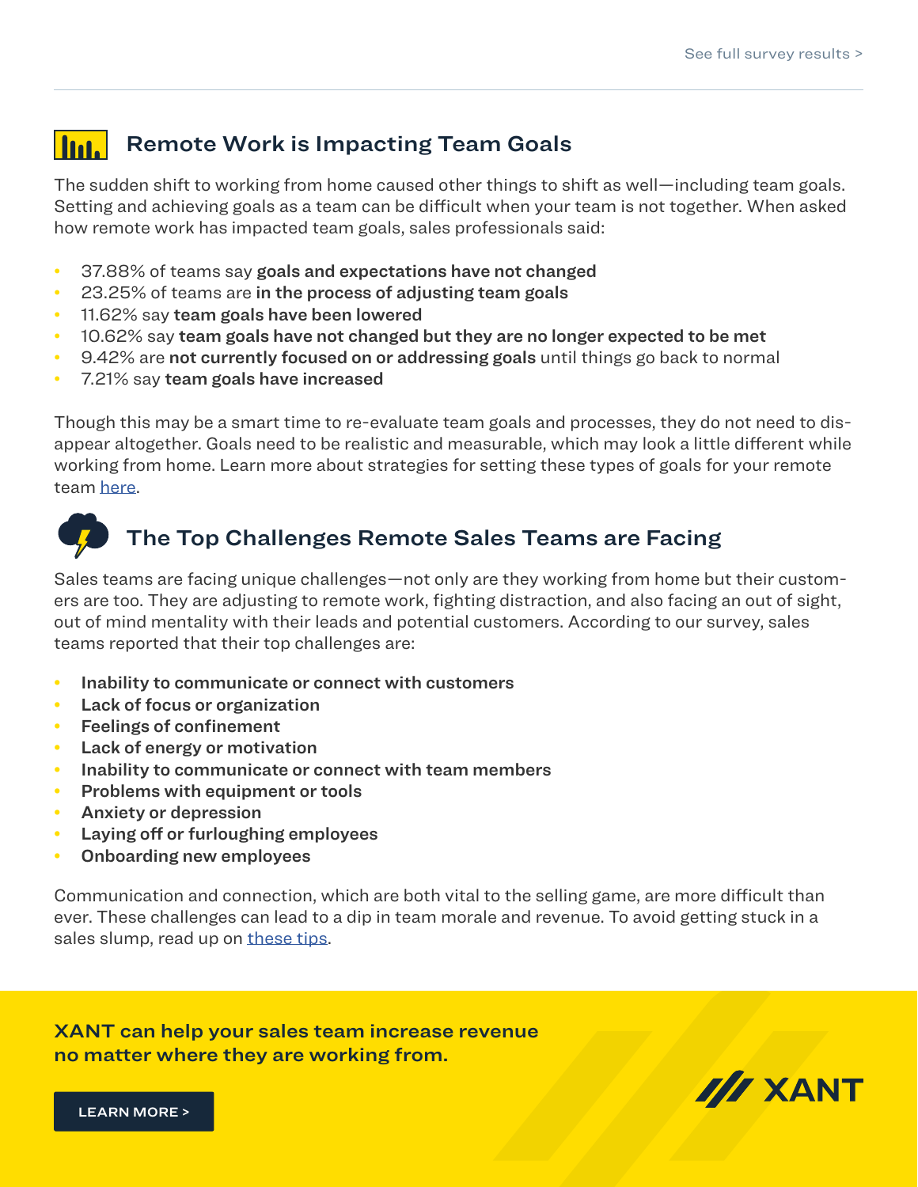See full survey results >

## Remote Work is Impacting Team Goals

The sudden shift to working from home caused other things to shift as well—including team goals. Setting and achieving goals as a team can be difficult when your team is not together. When asked how remote work has impacted team goals, sales professionals said:

- 37.88% of teams say **goals and expectations have not changed**
- 23.25% of teams are **in the process of adjusting team goals**
- 11.62% say **team goals have been lowered**
- 10.62% say **team goals have not changed but they are no longer expected to be met**
- 9.42% are **not currently focused on or addressing goals** until things go back to normal
- 7.21% say **team goals have increased**

Though this may be a smart time to re-evaluate team goals and processes, they do not need to disappear altogether. Goals need to be realistic and measurable, which may look a little different while working from home. Learn more about strategies for setting these types of goals for your remote team here.

## The Top Challenges Remote Sales Teams are Facing

Sales teams are facing unique challenges—not only are they working from home but their customers are too. They are adjusting to remote work, fighting distraction, and also facing an out of sight, out of mind mentality with their leads and potential customers. According to our survey, sales teams reported that their top challenges are:

- **Inability to communicate or connect with customers**
- **Lack of focus or organization**
- **Feelings of confinement**
- **Lack of energy or motivation**
- **Inability to communicate or connect with team members**
- **Problems with equipment or tools**
- **Anxiety or depression**
- **Laying off or furloughing employees**
- **Onboarding new employees**

Communication and connection, which are both vital to the selling game, are more difficult than ever. These challenges can lead to a dip in team morale and revenue. To avoid getting stuck in a sales slump, read up on these tips.

**XANT can help your sales team increase revenue no matter where they are working from.**

LEARN MORE >

XANT